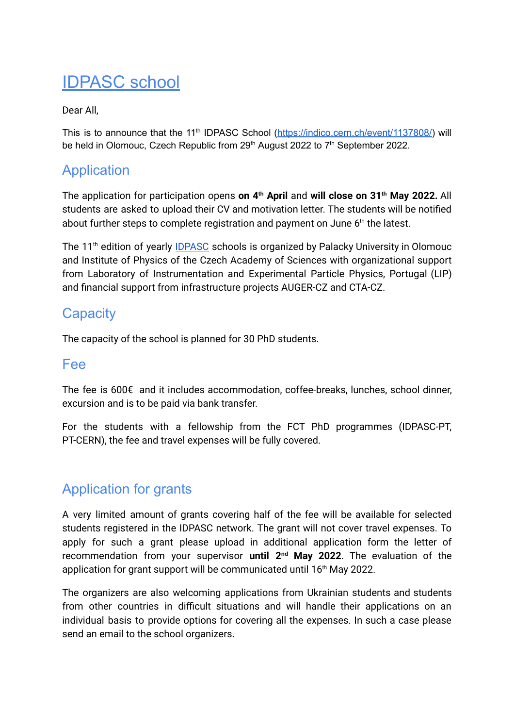# [IDPASC school](https://indico.cern.ch/event/1137808/)

Dear All,

This is to announce that the 11th IDPASC School (https://indico.cern.ch/event/1137808/) will be held in Olomouc, Czech Republic from 29th August 2022 to 7th September 2022.

## Application

The application for participation opens **on 4th April** and **will close on 31th May 2022.** All students are asked to upload their CV and motivation letter. The students will be notified about further steps to complete registration and payment on June 6th the latest.

The 11th edition of yearly IDPASC schools is organized by Palacky University in Olomouc and Institute of Physics of the Czech Academy of Sciences with organizational support from Laboratory of Instrumentation and Experimental Particle Physics, Portugal (LIP) and financial support from infrastructure projects AUGER-CZ and CTA-CZ.

## Capacity

The capacity of the school is planned for 30 PhD students.

## Fee

The fee is 600€ and it includes accommodation, coffee-breaks, lunches, school dinner, excursion and is to be paid via bank transfer.

For the students with a fellowship from the FCT PhD programmes (IDPASC-PT, PT-CERN), the fee and travel expenses will be fully covered.

## Application for grants

A very limited amount of grants covering half of the fee will be available for selected students registered in the IDPASC network. The grant will not cover travel expenses. To apply for such a grant please upload in additional application form the letter of recommendation from your supervisor **until 2nd May 2022**. The evaluation of the application for grant support will be communicated until 16th May 2022.

The organizers are also welcoming applications from Ukrainian students and students from other countries in difficult situations and will handle their applications on an individual basis to provide options for covering all the expenses. In such a case please send an email to the school organizers.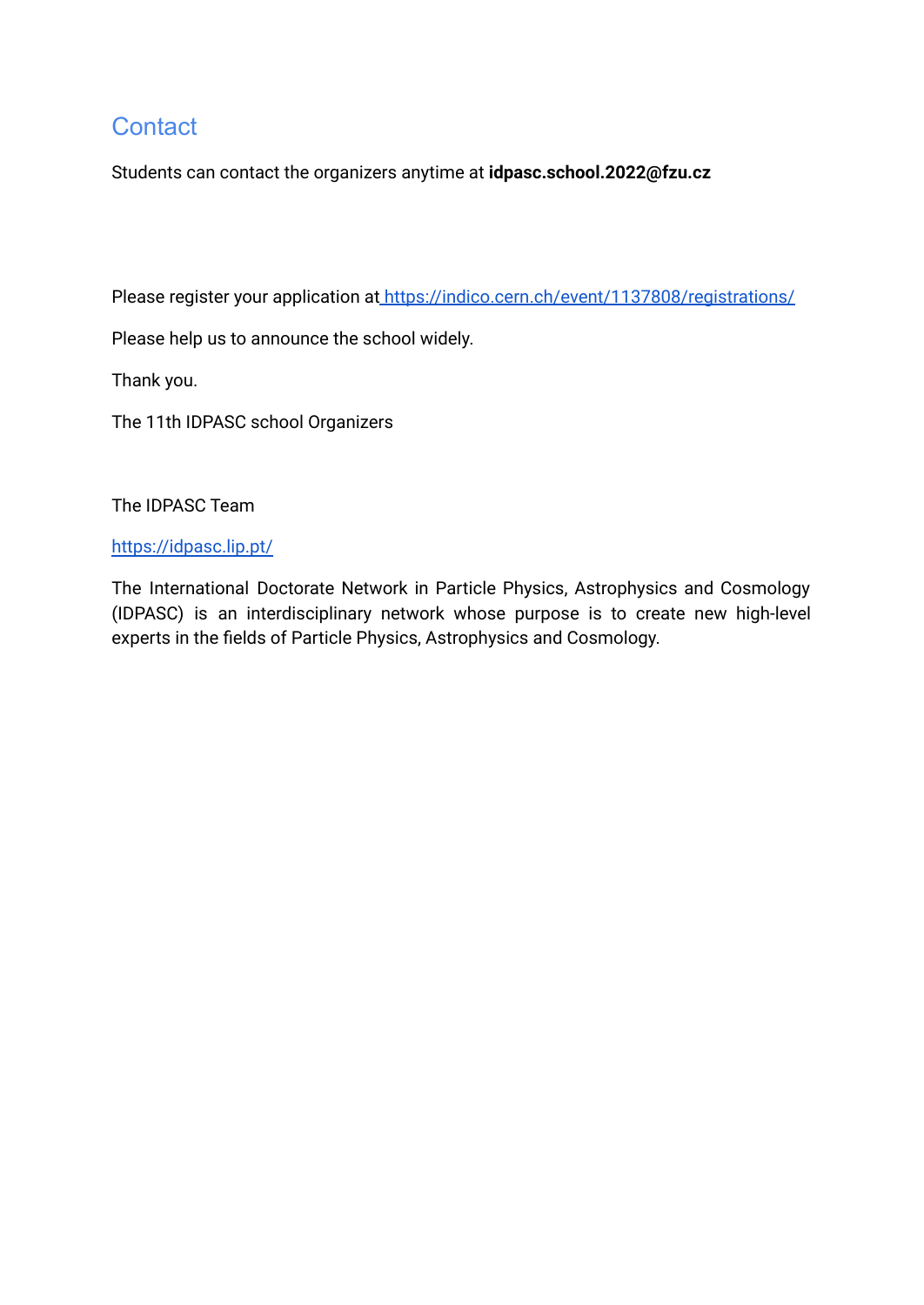## Contact

Students can contact the organizers anytime at **idpasc.school.2022@fzu.cz**

Please register your application at [https://indico.cern.ch/event/1137808/registrations/](https://indico.cern.ch/event/1137808/registrations/)

Please help us to announce the school widely.

Thank you.

The 11th IDPASC school Organizers

The IDPASC Team

[https://idpasc.lip.pt/](https://idpasc.lip.pt/)

The International Doctorate Network in Particle Physics, Astrophysics and Cosmology (IDPASC) is an interdisciplinary network whose purpose is to create new high-level experts in the fields of Particle Physics, Astrophysics and Cosmology.